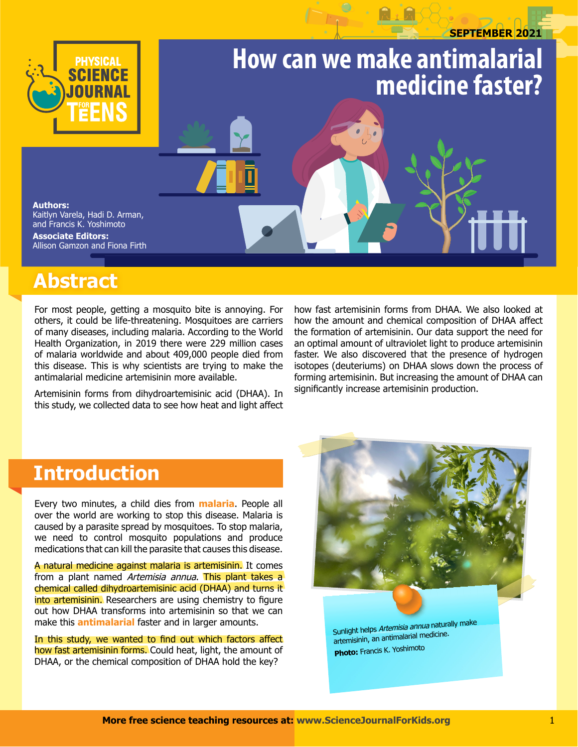SEPTEMBER 2021

# How can we make antimalarial medicine faster?

**Authors:**
Kaitlyn Varela, Hadi D. Arman, and Francis K. Yoshimoto

**Associate Editors:**
Allison Gamzon and Fiona Firth

## Abstract

For most people, getting a mosquito bite is annoying. For others, it could be life-threatening. Mosquitoes are carriers of many diseases, including malaria. According to the World Health Organization, in 2019 there were 229 million cases of malaria worldwide and about 409,000 people died from this disease. This is why scientists are trying to make the antimalarial medicine artemisinin more available.

Artemisinin forms from dihydroartemisinic acid (DHAA). In this study, we collected data to see how heat and light affect how fast artemisinin forms from DHAA. We also looked at how the amount and chemical composition of DHAA affect the formation of artemisinin. Our data support the need for an optimal amount of ultraviolet light to produce artemisinin faster. We also discovered that the presence of hydrogen isotopes (deuteriums) on DHAA slows down the process of forming artemisinin. But increasing the amount of DHAA can significantly increase artemisinin production.

## Introduction

Every two minutes, a child dies from **malaria**. People all over the world are working to stop this disease. Malaria is caused by a parasite spread by mosquitoes. To stop malaria, we need to control mosquito populations and produce medications that can kill the parasite that causes this disease.

A natural medicine against malaria is artemisinin. It comes from a plant named *Artemisia annua*. This plant takes a chemical called dihydroartemisinic acid (DHAA) and turns it into artemisinin. Researchers are using chemistry to figure out how DHAA transforms into artemisinin so that we can make this **antimalarial** faster and in larger amounts.

In this study, we wanted to find out which factors affect how fast artemisinin forms. Could heat, light, the amount of DHAA, or the chemical composition of DHAA hold the key?

Sunlight helps *Artemisia annua* naturally make artemisinin, an antimalarial medicine.
**Photo:** Francis K. Yoshimoto

**More free science teaching resources at:** www.ScienceJournalForKids.org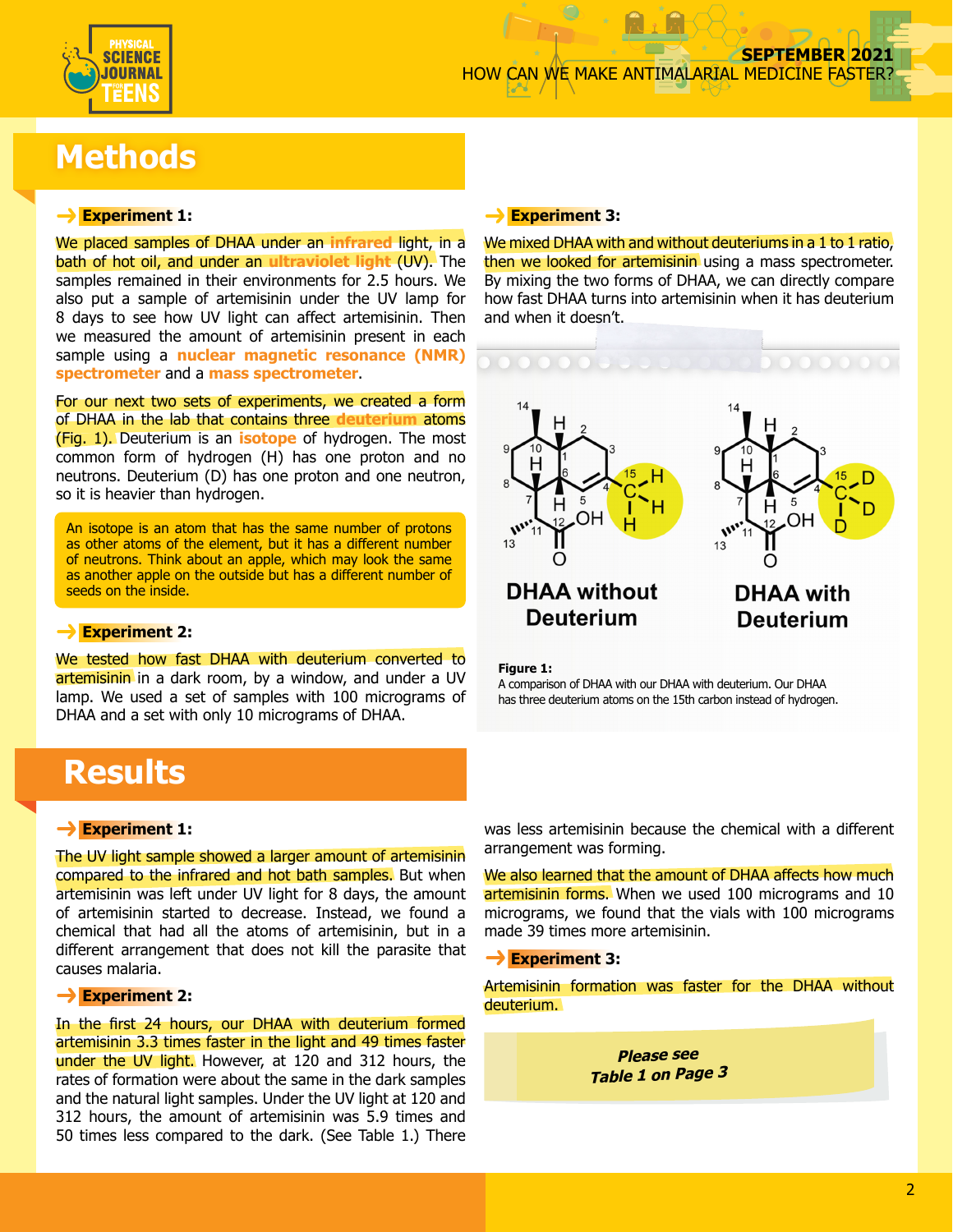## Methods

### Experiment 1:

We placed samples of DHAA under an **infrared** light, in a bath of hot oil, and under an **ultraviolet light** (UV). The samples remained in their environments for 2.5 hours. We also put a sample of artemisinin under the UV lamp for 8 days to see how UV light can affect artemisinin. Then we measured the amount of artemisinin present in each sample using a **nuclear magnetic resonance (NMR) spectrometer** and a **mass spectrometer**.

For our next two sets of experiments, we created a form of DHAA in the lab that contains three **deuterium** atoms (Fig. 1). Deuterium is an **isotope** of hydrogen. The most common form of hydrogen (H) has one proton and no neutrons. Deuterium (D) has one proton and one neutron, so it is heavier than hydrogen.

> An isotope is an atom that has the same number of protons as other atoms of the element, but it has a different number of neutrons. Think about an apple, which may look the same as another apple on the outside but has a different number of seeds on the inside.

### Experiment 2:

We tested how fast DHAA with deuterium converted to artemisinin in a dark room, by a window, and under a UV lamp. We used a set of samples with 100 micrograms of DHAA and a set with only 10 micrograms of DHAA.

### Experiment 3:

We mixed DHAA with and without deuteriums in a 1 to 1 ratio, then we looked for artemisinin using a mass spectrometer. By mixing the two forms of DHAA, we can directly compare how fast DHAA turns into artemisinin when it has deuterium and when it doesn't.

DHAA without Deuterium | DHAA with Deuterium

**Figure 1:**
A comparison of DHAA with our DHAA with deuterium. Our DHAA has three deuterium atoms on the 15th carbon instead of hydrogen.

## Results

### Experiment 1:

The UV light sample showed a larger amount of artemisinin compared to the infrared and hot bath samples. But when artemisinin was left under UV light for 8 days, the amount of artemisinin started to decrease. Instead, we found a chemical that had all the atoms of artemisinin, but in a different arrangement that does not kill the parasite that causes malaria.

### Experiment 2:

In the first 24 hours, our DHAA with deuterium formed artemisinin 3.3 times faster in the light and 49 times faster under the UV light. However, at 120 and 312 hours, the rates of formation were about the same in the dark samples and the natural light samples. Under the UV light at 120 and 312 hours, the amount of artemisinin was 5.9 times and 50 times less compared to the dark. (See Table 1.) There was less artemisinin because the chemical with a different arrangement was forming.

We also learned that the amount of DHAA affects how much artemisinin forms. When we used 100 micrograms and 10 micrograms, we found that the vials with 100 micrograms made 39 times more artemisinin.

### Experiment 3:

Artemisinin formation was faster for the DHAA without deuterium.

***Please see Table 1 on Page 3***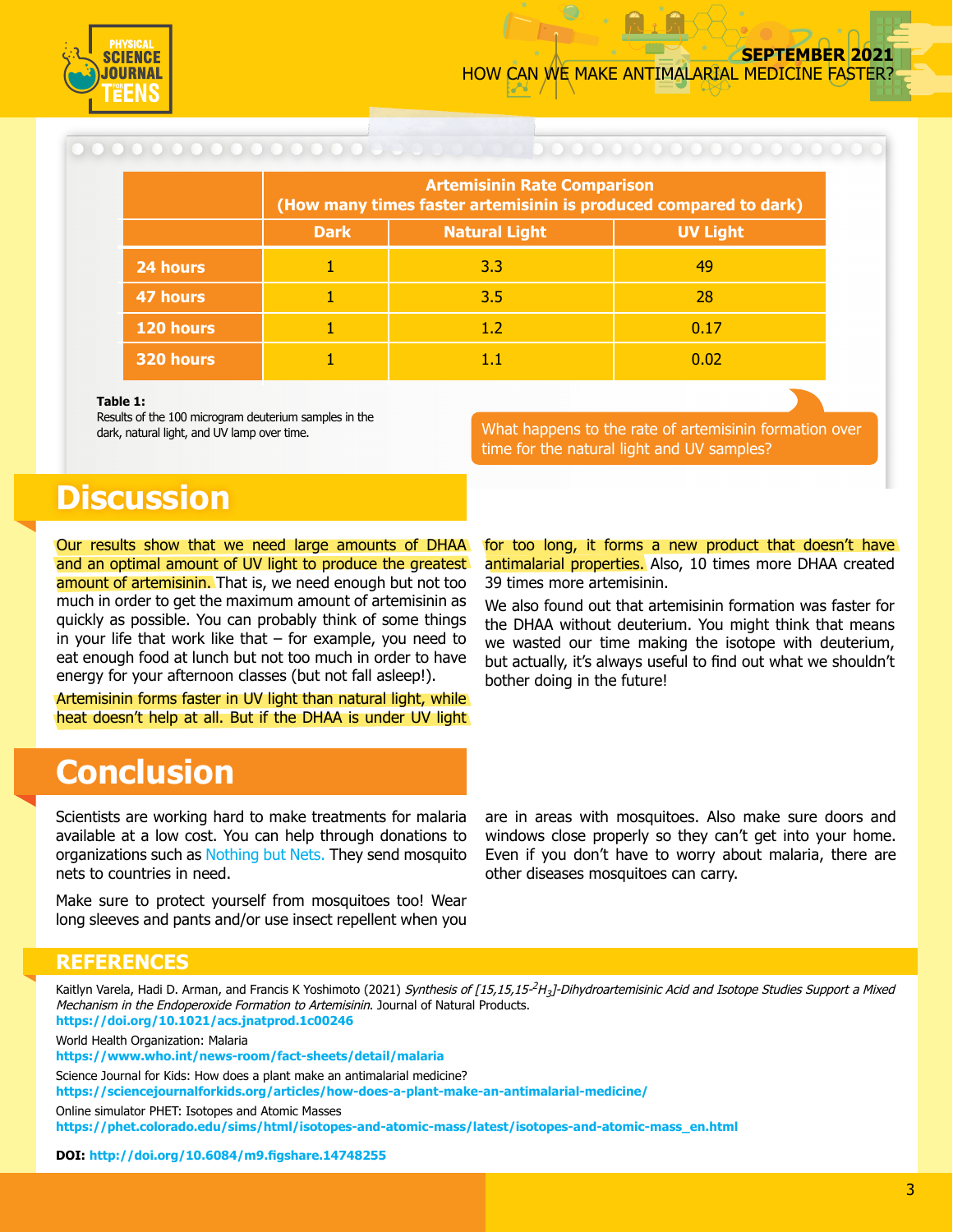| | Artemisinin Rate Comparison (How many times faster artemisinin is produced compared to dark) | | |
|---|---|---|---|
| | Dark | Natural Light | UV Light |
| 24 hours | 1 | 3.3 | 49 |
| 47 hours | 1 | 3.5 | 28 |
| 120 hours | 1 | 1.2 | 0.17 |
| 320 hours | 1 | 1.1 | 0.02 |

**Table 1:**
Results of the 100 microgram deuterium samples in the dark, natural light, and UV lamp over time.

What happens to the rate of artemisinin formation over time for the natural light and UV samples?

# Discussion

Our results show that we need large amounts of DHAA and an optimal amount of UV light to produce the greatest amount of artemisinin. That is, we need enough but not too much in order to get the maximum amount of artemisinin as quickly as possible. You can probably think of some things in your life that work like that – for example, you need to eat enough food at lunch but not too much in order to have energy for your afternoon classes (but not fall asleep!).

Artemisinin forms faster in UV light than natural light, while heat doesn't help at all. But if the DHAA is under UV light for too long, it forms a new product that doesn't have antimalarial properties. Also, 10 times more DHAA created 39 times more artemisinin.

We also found out that artemisinin formation was faster for the DHAA without deuterium. You might think that means we wasted our time making the isotope with deuterium, but actually, it's always useful to find out what we shouldn't bother doing in the future!

# Conclusion

Scientists are working hard to make treatments for malaria available at a low cost. You can help through donations to organizations such as Nothing but Nets. They send mosquito nets to countries in need.

Make sure to protect yourself from mosquitoes too! Wear long sleeves and pants and/or use insect repellent when you are in areas with mosquitoes. Also make sure doors and windows close properly so they can't get into your home. Even if you don't have to worry about malaria, there are other diseases mosquitoes can carry.

## REFERENCES

Kaitlyn Varela, Hadi D. Arman, and Francis K Yoshimoto (2021) *Synthesis of [15,15,15-$^2H_3$]-Dihydroartemisinic Acid and Isotope Studies Support a Mixed Mechanism in the Endoperoxide Formation to Artemisinin*. Journal of Natural Products.
**https://doi.org/10.1021/acs.jnatprod.1c00246**

World Health Organization: Malaria
**https://www.who.int/news-room/fact-sheets/detail/malaria**

Science Journal for Kids: How does a plant make an antimalarial medicine?
**https://sciencejournalforkids.org/articles/how-does-a-plant-make-an-antimalarial-medicine/**

Online simulator PHET: Isotopes and Atomic Masses
**https://phet.colorado.edu/sims/html/isotopes-and-atomic-mass/latest/isotopes-and-atomic-mass_en.html**

**DOI: http://doi.org/10.6084/m9.figshare.14748255**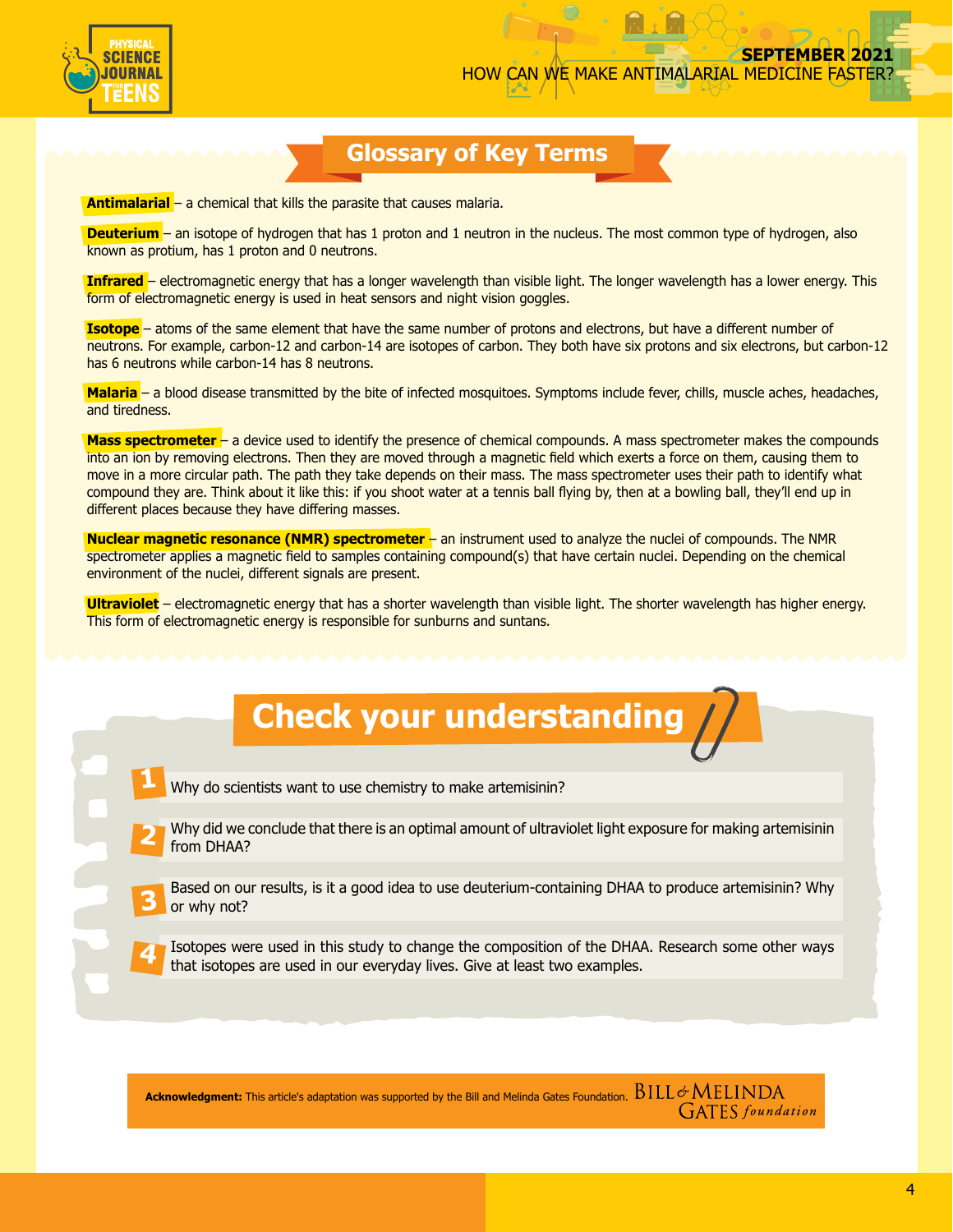## Glossary of Key Terms

**Antimalarial** – a chemical that kills the parasite that causes malaria.

**Deuterium** – an isotope of hydrogen that has 1 proton and 1 neutron in the nucleus. The most common type of hydrogen, also known as protium, has 1 proton and 0 neutrons.

**Infrared** – electromagnetic energy that has a longer wavelength than visible light. The longer wavelength has a lower energy. This form of electromagnetic energy is used in heat sensors and night vision goggles.

**Isotope** – atoms of the same element that have the same number of protons and electrons, but have a different number of neutrons. For example, carbon-12 and carbon-14 are isotopes of carbon. They both have six protons and six electrons, but carbon-12 has 6 neutrons while carbon-14 has 8 neutrons.

**Malaria** – a blood disease transmitted by the bite of infected mosquitoes. Symptoms include fever, chills, muscle aches, headaches, and tiredness.

**Mass spectrometer** – a device used to identify the presence of chemical compounds. A mass spectrometer makes the compounds into an ion by removing electrons. Then they are moved through a magnetic field which exerts a force on them, causing them to move in a more circular path. The path they take depends on their mass. The mass spectrometer uses their path to identify what compound they are. Think about it like this: if you shoot water at a tennis ball flying by, then at a bowling ball, they'll end up in different places because they have differing masses.

**Nuclear magnetic resonance (NMR) spectrometer** – an instrument used to analyze the nuclei of compounds. The NMR spectrometer applies a magnetic field to samples containing compound(s) that have certain nuclei. Depending on the chemical environment of the nuclei, different signals are present.

**Ultraviolet** – electromagnetic energy that has a shorter wavelength than visible light. The shorter wavelength has higher energy. This form of electromagnetic energy is responsible for sunburns and suntans.

## Check your understanding

1. Why do scientists want to use chemistry to make artemisinin?
2. Why did we conclude that there is an optimal amount of ultraviolet light exposure for making artemisinin from DHAA?
3. Based on our results, is it a good idea to use deuterium-containing DHAA to produce artemisinin? Why or why not?
4. Isotopes were used in this study to change the composition of the DHAA. Research some other ways that isotopes are used in our everyday lives. Give at least two examples.

**Acknowledgment:** This article's adaptation was supported by the Bill and Melinda Gates Foundation. BILL & MELINDA GATES *foundation*